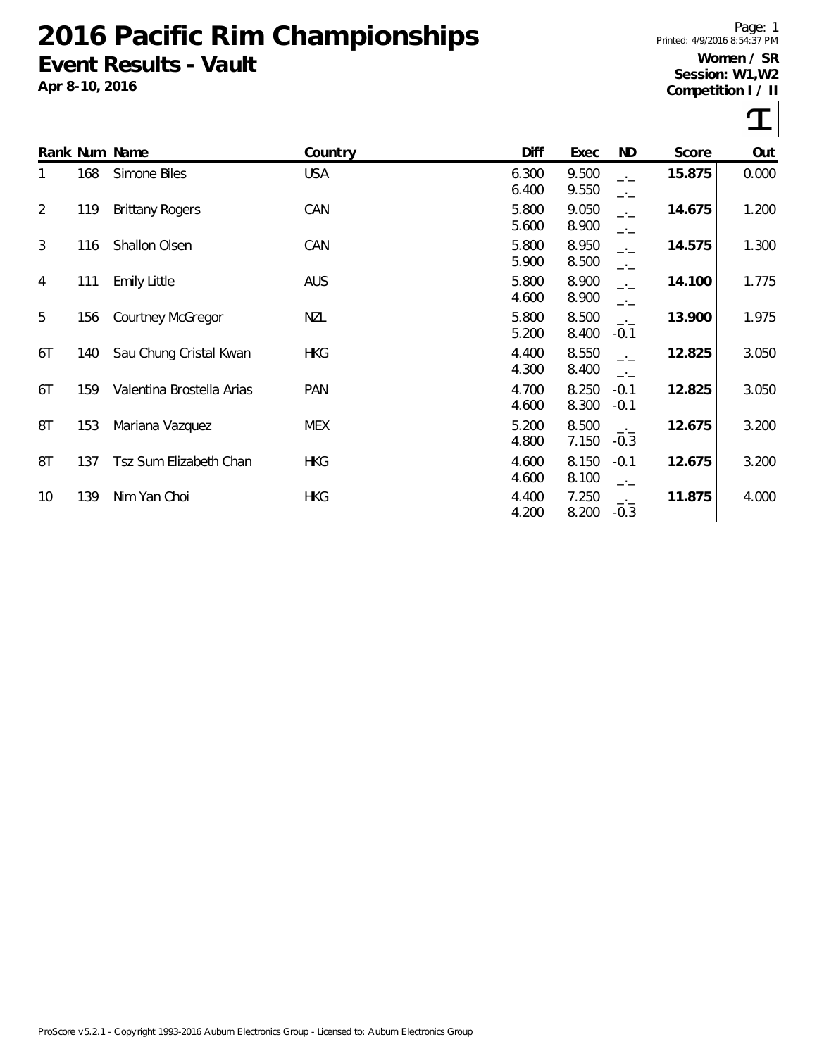# 2016 Pacific Rim Championships

## Event Results - Vault

**Apr 8-10, 2016**

Printed: 4/9/2016 8:54:37 PM

**Women / SR**
**Session: W1,W2**
**Competition I / II**

| Rank | Num | Name | Country | Diff | Exec | ND | Score | Out |
|---|---|---|---|---|---|---|---|---|
| 1 | 168 | Simone Biles | USA | 6.300 | 9.500 | _._ | **15.875** | 0.000 |
| | | | | 6.400 | 9.550 | _._ | | |
| 2 | 119 | Brittany Rogers | CAN | 5.800 | 9.050 | _._ | **14.675** | 1.200 |
| | | | | 5.600 | 8.900 | _._ | | |
| 3 | 116 | Shallon Olsen | CAN | 5.800 | 8.950 | _._ | **14.575** | 1.300 |
| | | | | 5.900 | 8.500 | _._ | | |
| 4 | 111 | Emily Little | AUS | 5.800 | 8.900 | _._ | **14.100** | 1.775 |
| | | | | 4.600 | 8.900 | _._ | | |
| 5 | 156 | Courtney McGregor | NZL | 5.800 | 8.500 | _._ | **13.900** | 1.975 |
| | | | | 5.200 | 8.400 | -0.1 | | |
| 6T | 140 | Sau Chung Cristal Kwan | HKG | 4.400 | 8.550 | _._ | **12.825** | 3.050 |
| | | | | 4.300 | 8.400 | _._ | | |
| 6T | 159 | Valentina Brostella Arias | PAN | 4.700 | 8.250 | -0.1 | **12.825** | 3.050 |
| | | | | 4.600 | 8.300 | -0.1 | | |
| 8T | 153 | Mariana Vazquez | MEX | 5.200 | 8.500 | _._ | **12.675** | 3.200 |
| | | | | 4.800 | 7.150 | -0.3 | | |
| 8T | 137 | Tsz Sum Elizabeth Chan | HKG | 4.600 | 8.150 | -0.1 | **12.675** | 3.200 |
| | | | | 4.600 | 8.100 | _._ | | |
| 10 | 139 | Nim Yan Choi | HKG | 4.400 | 7.250 | _._ | **11.875** | 4.000 |
| | | | | 4.200 | 8.200 | -0.3 | | |

ProScore v5.2.1 - Copyright 1993-2016 Auburn Electronics Group - Licensed to: Auburn Electronics Group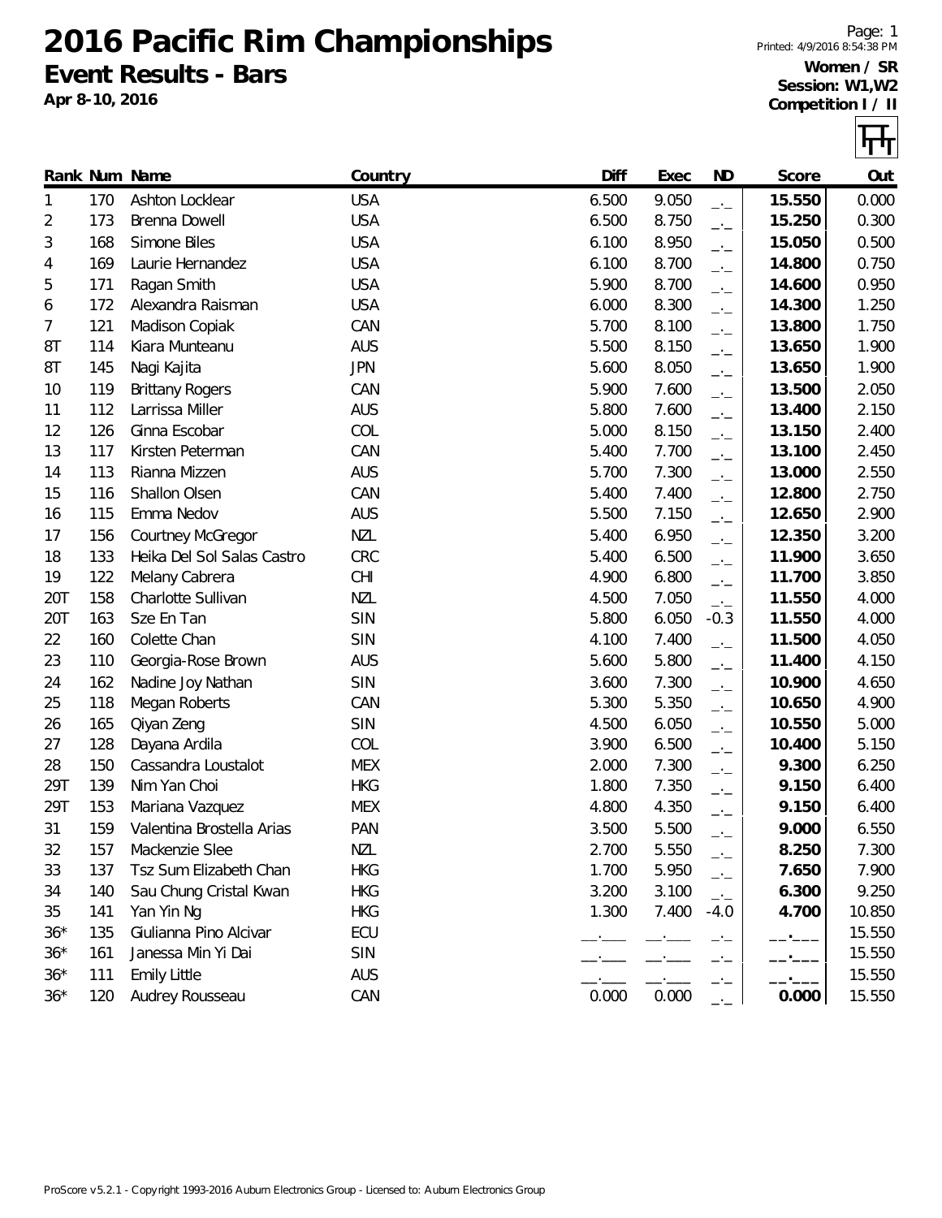# 2016 Pacific Rim Championships

## Event Results - Bars

**Apr 8-10, 2016**

**Women / SR**
**Session: W1,W2**
**Competition I / II**

| Rank | Num | Name | Country | Diff | Exec | ND | Score | Out |
|---|---|---|---|---|---|---|---|---|
| 1 | 170 | Ashton Locklear | USA | 6.500 | 9.050 | _._ | **15.550** | 0.000 |
| 2 | 173 | Brenna Dowell | USA | 6.500 | 8.750 | _._ | **15.250** | 0.300 |
| 3 | 168 | Simone Biles | USA | 6.100 | 8.950 | _._ | **15.050** | 0.500 |
| 4 | 169 | Laurie Hernandez | USA | 6.100 | 8.700 | _._ | **14.800** | 0.750 |
| 5 | 171 | Ragan Smith | USA | 5.900 | 8.700 | _._ | **14.600** | 0.950 |
| 6 | 172 | Alexandra Raisman | USA | 6.000 | 8.300 | _._ | **14.300** | 1.250 |
| 7 | 121 | Madison Copiak | CAN | 5.700 | 8.100 | _._ | **13.800** | 1.750 |
| 8T | 114 | Kiara Munteanu | AUS | 5.500 | 8.150 | _._ | **13.650** | 1.900 |
| 8T | 145 | Nagi Kajita | JPN | 5.600 | 8.050 | _._ | **13.650** | 1.900 |
| 10 | 119 | Brittany Rogers | CAN | 5.900 | 7.600 | _._ | **13.500** | 2.050 |
| 11 | 112 | Larrissa Miller | AUS | 5.800 | 7.600 | _._ | **13.400** | 2.150 |
| 12 | 126 | Ginna Escobar | COL | 5.000 | 8.150 | _._ | **13.150** | 2.400 |
| 13 | 117 | Kirsten Peterman | CAN | 5.400 | 7.700 | _._ | **13.100** | 2.450 |
| 14 | 113 | Rianna Mizzen | AUS | 5.700 | 7.300 | _._ | **13.000** | 2.550 |
| 15 | 116 | Shallon Olsen | CAN | 5.400 | 7.400 | _._ | **12.800** | 2.750 |
| 16 | 115 | Emma Nedov | AUS | 5.500 | 7.150 | _._ | **12.650** | 2.900 |
| 17 | 156 | Courtney McGregor | NZL | 5.400 | 6.950 | _._ | **12.350** | 3.200 |
| 18 | 133 | Heika Del Sol Salas Castro | CRC | 5.400 | 6.500 | _._ | **11.900** | 3.650 |
| 19 | 122 | Melany Cabrera | CHI | 4.900 | 6.800 | _._ | **11.700** | 3.850 |
| 20T | 158 | Charlotte Sullivan | NZL | 4.500 | 7.050 | _._ | **11.550** | 4.000 |
| 20T | 163 | Sze En Tan | SIN | 5.800 | 6.050 | -0.3 | **11.550** | 4.000 |
| 22 | 160 | Colette Chan | SIN | 4.100 | 7.400 | _._ | **11.500** | 4.050 |
| 23 | 110 | Georgia-Rose Brown | AUS | 5.600 | 5.800 | _._ | **11.400** | 4.150 |
| 24 | 162 | Nadine Joy Nathan | SIN | 3.600 | 7.300 | _._ | **10.900** | 4.650 |
| 25 | 118 | Megan Roberts | CAN | 5.300 | 5.350 | _._ | **10.650** | 4.900 |
| 26 | 165 | Qiyan Zeng | SIN | 4.500 | 6.050 | _._ | **10.550** | 5.000 |
| 27 | 128 | Dayana Ardila | COL | 3.900 | 6.500 | _._ | **10.400** | 5.150 |
| 28 | 150 | Cassandra Loustalot | MEX | 2.000 | 7.300 | _._ | **9.300** | 6.250 |
| 29T | 139 | Nim Yan Choi | HKG | 1.800 | 7.350 | _._ | **9.150** | 6.400 |
| 29T | 153 | Mariana Vazquez | MEX | 4.800 | 4.350 | _._ | **9.150** | 6.400 |
| 31 | 159 | Valentina Brostella Arias | PAN | 3.500 | 5.500 | _._ | **9.000** | 6.550 |
| 32 | 157 | Mackenzie Slee | NZL | 2.700 | 5.550 | _._ | **8.250** | 7.300 |
| 33 | 137 | Tsz Sum Elizabeth Chan | HKG | 1.700 | 5.950 | _._ | **7.650** | 7.900 |
| 34 | 140 | Sau Chung Cristal Kwan | HKG | 3.200 | 3.100 | _._ | **6.300** | 9.250 |
| 35 | 141 | Yan Yin Ng | HKG | 1.300 | 7.400 | -4.0 | **4.700** | 10.850 |
| 36* | 135 | Giulianna Pino Alcivar | ECU | __.___ | __.___ | _._ | __.___ | 15.550 |
| 36* | 161 | Janessa Min Yi Dai | SIN | __.___ | __.___ | _._ | __.___ | 15.550 |
| 36* | 111 | Emily Little | AUS | __.___ | __.___ | _._ | __.___ | 15.550 |
| 36* | 120 | Audrey Rousseau | CAN | 0.000 | 0.000 | _._ | **0.000** | 15.550 |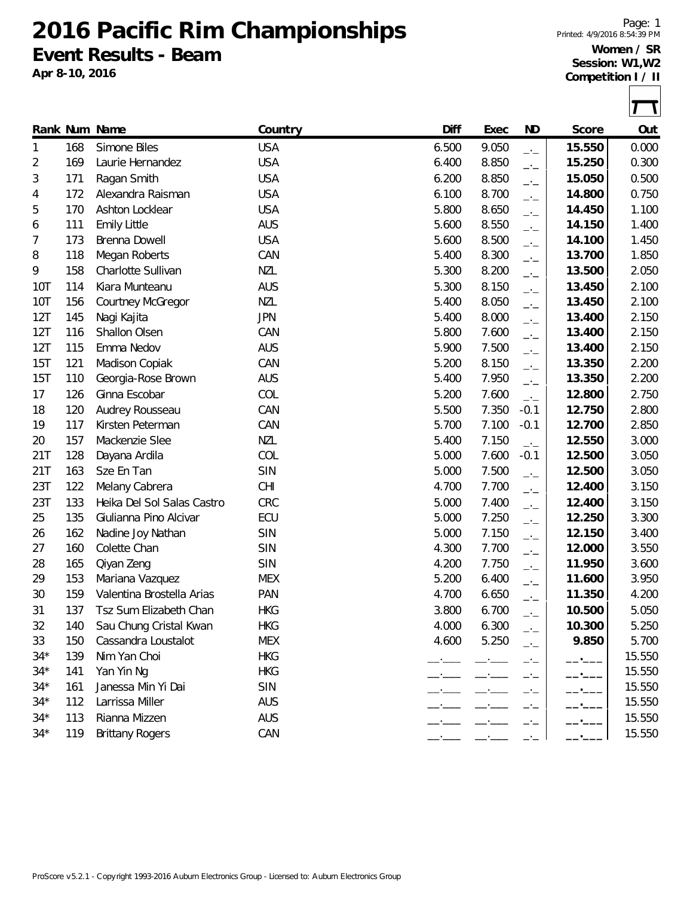# 2016 Pacific Rim Championships

## Event Results - Beam

**Apr 8-10, 2016**

**Women / SR**
**Session: W1,W2**
**Competition I / II**

| Rank | Num | Name | Country | Diff | Exec | ND | Score | Out |
|---|---|---|---|---|---|---|---|---|
| 1 | 168 | Simone Biles | USA | 6.500 | 9.050 | _._ | **15.550** | 0.000 |
| 2 | 169 | Laurie Hernandez | USA | 6.400 | 8.850 | _._ | **15.250** | 0.300 |
| 3 | 171 | Ragan Smith | USA | 6.200 | 8.850 | _._ | **15.050** | 0.500 |
| 4 | 172 | Alexandra Raisman | USA | 6.100 | 8.700 | _._ | **14.800** | 0.750 |
| 5 | 170 | Ashton Locklear | USA | 5.800 | 8.650 | _._ | **14.450** | 1.100 |
| 6 | 111 | Emily Little | AUS | 5.600 | 8.550 | _._ | **14.150** | 1.400 |
| 7 | 173 | Brenna Dowell | USA | 5.600 | 8.500 | _._ | **14.100** | 1.450 |
| 8 | 118 | Megan Roberts | CAN | 5.400 | 8.300 | _._ | **13.700** | 1.850 |
| 9 | 158 | Charlotte Sullivan | NZL | 5.300 | 8.200 | _._ | **13.500** | 2.050 |
| 10T | 114 | Kiara Munteanu | AUS | 5.300 | 8.150 | _._ | **13.450** | 2.100 |
| 10T | 156 | Courtney McGregor | NZL | 5.400 | 8.050 | _._ | **13.450** | 2.100 |
| 12T | 145 | Nagi Kajita | JPN | 5.400 | 8.000 | _._ | **13.400** | 2.150 |
| 12T | 116 | Shallon Olsen | CAN | 5.800 | 7.600 | _._ | **13.400** | 2.150 |
| 12T | 115 | Emma Nedov | AUS | 5.900 | 7.500 | _._ | **13.400** | 2.150 |
| 15T | 121 | Madison Copiak | CAN | 5.200 | 8.150 | _._ | **13.350** | 2.200 |
| 15T | 110 | Georgia-Rose Brown | AUS | 5.400 | 7.950 | _._ | **13.350** | 2.200 |
| 17 | 126 | Ginna Escobar | COL | 5.200 | 7.600 | _._ | **12.800** | 2.750 |
| 18 | 120 | Audrey Rousseau | CAN | 5.500 | 7.350 | -0.1 | **12.750** | 2.800 |
| 19 | 117 | Kirsten Peterman | CAN | 5.700 | 7.100 | -0.1 | **12.700** | 2.850 |
| 20 | 157 | Mackenzie Slee | NZL | 5.400 | 7.150 | _._ | **12.550** | 3.000 |
| 21T | 128 | Dayana Ardila | COL | 5.000 | 7.600 | -0.1 | **12.500** | 3.050 |
| 21T | 163 | Sze En Tan | SIN | 5.000 | 7.500 | _._ | **12.500** | 3.050 |
| 23T | 122 | Melany Cabrera | CHI | 4.700 | 7.700 | _._ | **12.400** | 3.150 |
| 23T | 133 | Heika Del Sol Salas Castro | CRC | 5.000 | 7.400 | _._ | **12.400** | 3.150 |
| 25 | 135 | Giulianna Pino Alcivar | ECU | 5.000 | 7.250 | _._ | **12.250** | 3.300 |
| 26 | 162 | Nadine Joy Nathan | SIN | 5.000 | 7.150 | _._ | **12.150** | 3.400 |
| 27 | 160 | Colette Chan | SIN | 4.300 | 7.700 | _._ | **12.000** | 3.550 |
| 28 | 165 | Qiyan Zeng | SIN | 4.200 | 7.750 | _._ | **11.950** | 3.600 |
| 29 | 153 | Mariana Vazquez | MEX | 5.200 | 6.400 | _._ | **11.600** | 3.950 |
| 30 | 159 | Valentina Brostella Arias | PAN | 4.700 | 6.650 | _._ | **11.350** | 4.200 |
| 31 | 137 | Tsz Sum Elizabeth Chan | HKG | 3.800 | 6.700 | _._ | **10.500** | 5.050 |
| 32 | 140 | Sau Chung Cristal Kwan | HKG | 4.000 | 6.300 | _._ | **10.300** | 5.250 |
| 33 | 150 | Cassandra Loustalot | MEX | 4.600 | 5.250 | _._ | **9.850** | 5.700 |
| 34* | 139 | Nim Yan Choi | HKG | __.___ | __.___ | _._ | __.___ | 15.550 |
| 34* | 141 | Yan Yin Ng | HKG | __.___ | __.___ | _._ | __.___ | 15.550 |
| 34* | 161 | Janessa Min Yi Dai | SIN | __.___ | __.___ | _._ | __.___ | 15.550 |
| 34* | 112 | Larrissa Miller | AUS | __.___ | __.___ | _._ | __.___ | 15.550 |
| 34* | 113 | Rianna Mizzen | AUS | __.___ | __.___ | _._ | __.___ | 15.550 |
| 34* | 119 | Brittany Rogers | CAN | __.___ | __.___ | _._ | __.___ | 15.550 |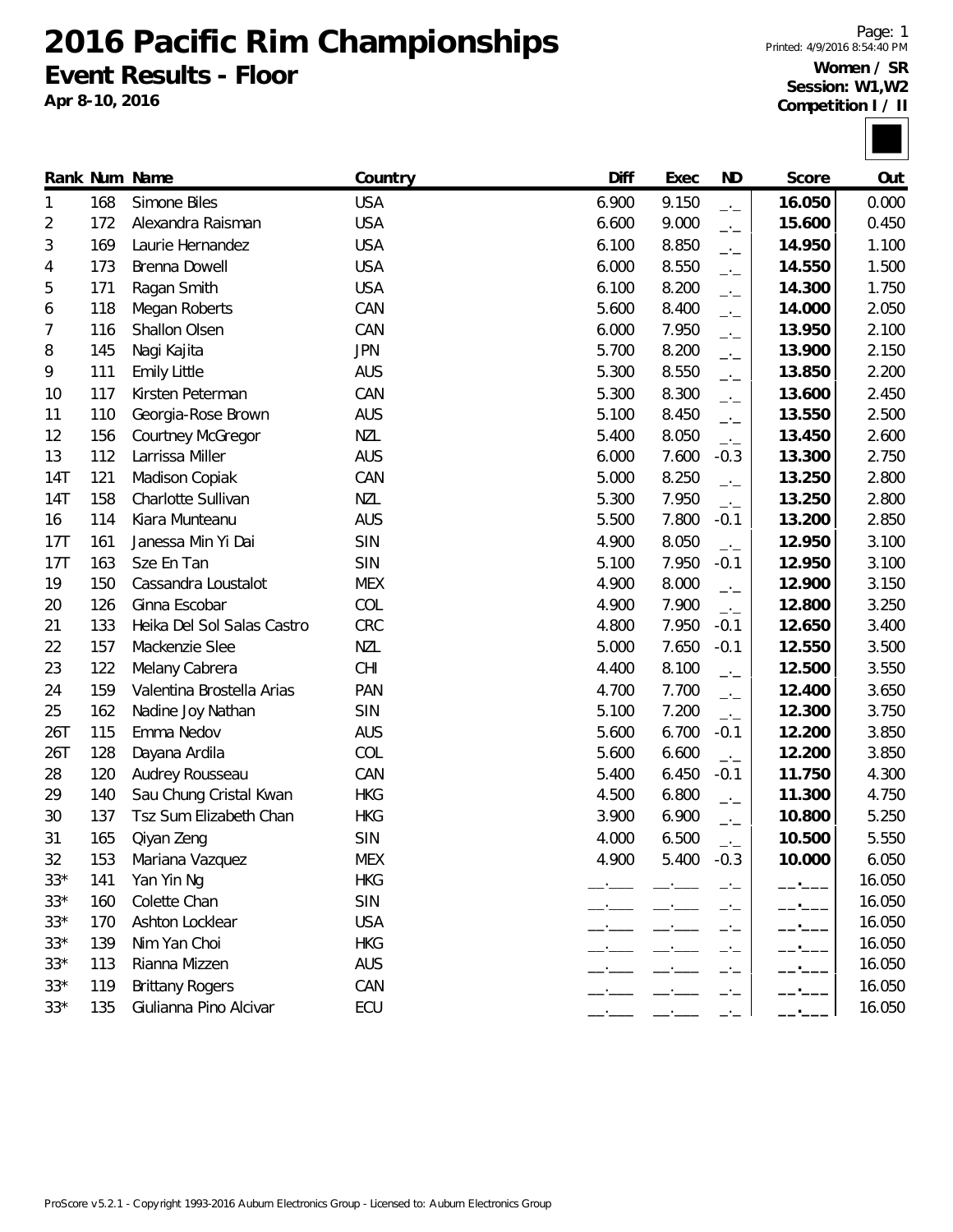# 2016 Pacific Rim Championships

## Event Results - Floor

**Apr 8-10, 2016**

Printed: 4/9/2016 8:54:40 PM

**Women / SR**
**Session: W1,W2**
**Competition I / II**

| Rank | Num | Name | Country | Diff | Exec | ND | Score | Out |
|---|---|---|---|---|---|---|---|---|
| 1 | 168 | Simone Biles | USA | 6.900 | 9.150 | _._ | **16.050** | 0.000 |
| 2 | 172 | Alexandra Raisman | USA | 6.600 | 9.000 | _._ | **15.600** | 0.450 |
| 3 | 169 | Laurie Hernandez | USA | 6.100 | 8.850 | _._ | **14.950** | 1.100 |
| 4 | 173 | Brenna Dowell | USA | 6.000 | 8.550 | _._ | **14.550** | 1.500 |
| 5 | 171 | Ragan Smith | USA | 6.100 | 8.200 | _._ | **14.300** | 1.750 |
| 6 | 118 | Megan Roberts | CAN | 5.600 | 8.400 | _._ | **14.000** | 2.050 |
| 7 | 116 | Shallon Olsen | CAN | 6.000 | 7.950 | _._ | **13.950** | 2.100 |
| 8 | 145 | Nagi Kajita | JPN | 5.700 | 8.200 | _._ | **13.900** | 2.150 |
| 9 | 111 | Emily Little | AUS | 5.300 | 8.550 | _._ | **13.850** | 2.200 |
| 10 | 117 | Kirsten Peterman | CAN | 5.300 | 8.300 | _._ | **13.600** | 2.450 |
| 11 | 110 | Georgia-Rose Brown | AUS | 5.100 | 8.450 | _._ | **13.550** | 2.500 |
| 12 | 156 | Courtney McGregor | NZL | 5.400 | 8.050 | _._ | **13.450** | 2.600 |
| 13 | 112 | Larrissa Miller | AUS | 6.000 | 7.600 | -0.3 | **13.300** | 2.750 |
| 14T | 121 | Madison Copiak | CAN | 5.000 | 8.250 | _._ | **13.250** | 2.800 |
| 14T | 158 | Charlotte Sullivan | NZL | 5.300 | 7.950 | _._ | **13.250** | 2.800 |
| 16 | 114 | Kiara Munteanu | AUS | 5.500 | 7.800 | -0.1 | **13.200** | 2.850 |
| 17T | 161 | Janessa Min Yi Dai | SIN | 4.900 | 8.050 | _._ | **12.950** | 3.100 |
| 17T | 163 | Sze En Tan | SIN | 5.100 | 7.950 | -0.1 | **12.950** | 3.100 |
| 19 | 150 | Cassandra Loustalot | MEX | 4.900 | 8.000 | _._ | **12.900** | 3.150 |
| 20 | 126 | Ginna Escobar | COL | 4.900 | 7.900 | _._ | **12.800** | 3.250 |
| 21 | 133 | Heika Del Sol Salas Castro | CRC | 4.800 | 7.950 | -0.1 | **12.650** | 3.400 |
| 22 | 157 | Mackenzie Slee | NZL | 5.000 | 7.650 | -0.1 | **12.550** | 3.500 |
| 23 | 122 | Melany Cabrera | CHI | 4.400 | 8.100 | _._ | **12.500** | 3.550 |
| 24 | 159 | Valentina Brostella Arias | PAN | 4.700 | 7.700 | _._ | **12.400** | 3.650 |
| 25 | 162 | Nadine Joy Nathan | SIN | 5.100 | 7.200 | _._ | **12.300** | 3.750 |
| 26T | 115 | Emma Nedov | AUS | 5.600 | 6.700 | -0.1 | **12.200** | 3.850 |
| 26T | 128 | Dayana Ardila | COL | 5.600 | 6.600 | _._ | **12.200** | 3.850 |
| 28 | 120 | Audrey Rousseau | CAN | 5.400 | 6.450 | -0.1 | **11.750** | 4.300 |
| 29 | 140 | Sau Chung Cristal Kwan | HKG | 4.500 | 6.800 | _._ | **11.300** | 4.750 |
| 30 | 137 | Tsz Sum Elizabeth Chan | HKG | 3.900 | 6.900 | _._ | **10.800** | 5.250 |
| 31 | 165 | Qiyan Zeng | SIN | 4.000 | 6.500 | _._ | **10.500** | 5.550 |
| 32 | 153 | Mariana Vazquez | MEX | 4.900 | 5.400 | -0.3 | **10.000** | 6.050 |
| 33* | 141 | Yan Yin Ng | HKG | __.___ | __.___ | _._ | __.___ | 16.050 |
| 33* | 160 | Colette Chan | SIN | __.___ | __.___ | _._ | __.___ | 16.050 |
| 33* | 170 | Ashton Locklear | USA | __.___ | __.___ | _._ | __.___ | 16.050 |
| 33* | 139 | Nim Yan Choi | HKG | __.___ | __.___ | _._ | __.___ | 16.050 |
| 33* | 113 | Rianna Mizzen | AUS | __.___ | __.___ | _._ | __.___ | 16.050 |
| 33* | 119 | Brittany Rogers | CAN | __.___ | __.___ | _._ | __.___ | 16.050 |
| 33* | 135 | Giulianna Pino Alcivar | ECU | __.___ | __.___ | _._ | __.___ | 16.050 |

ProScore v5.2.1 - Copyright 1993-2016 Auburn Electronics Group - Licensed to: Auburn Electronics Group